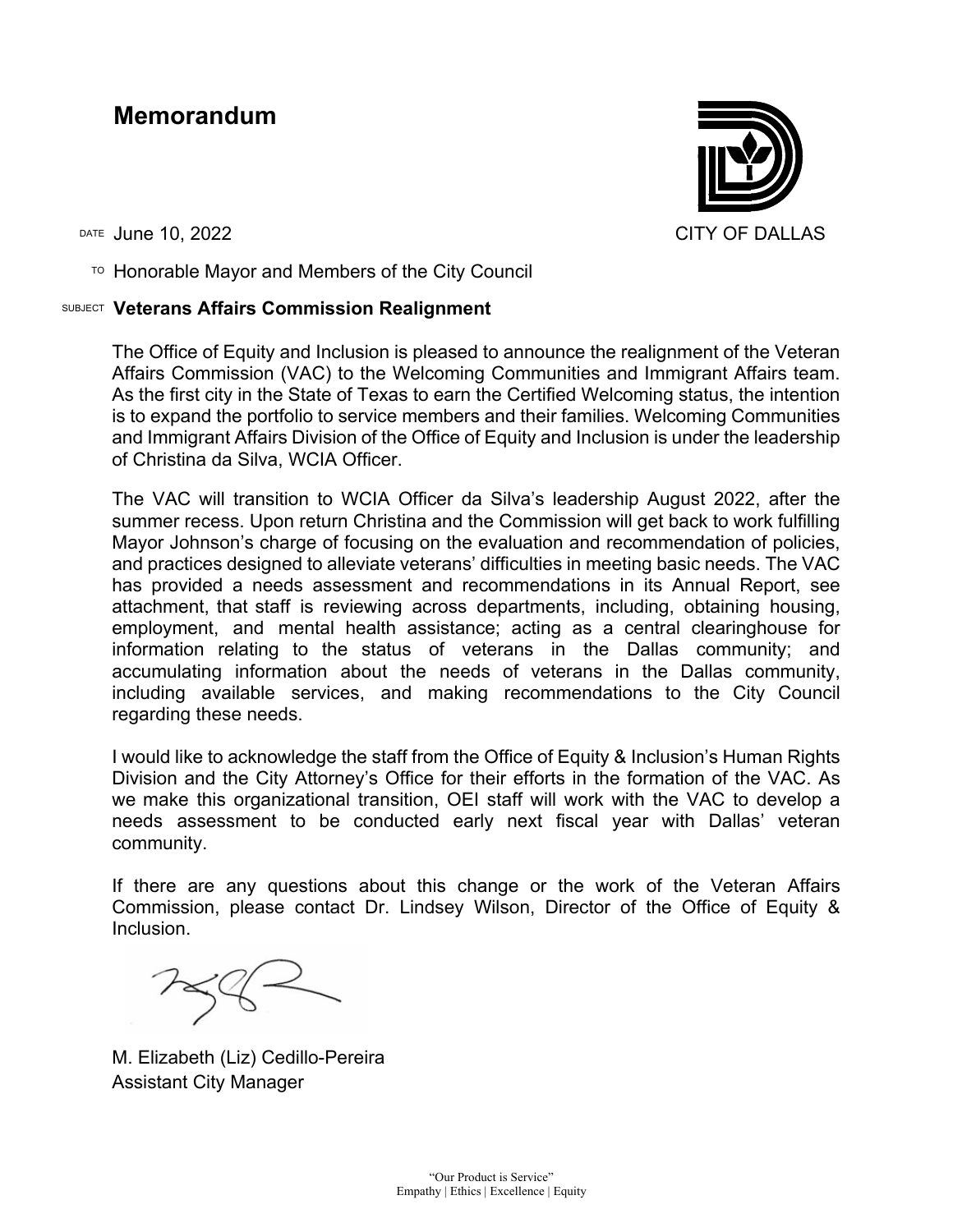# Memorandum

CITY OF DALLAS

DATE June 10, 2022

TO Honorable Mayor and Members of the City Council

SUBJECT **Veterans Affairs Commission Realignment**

The Office of Equity and Inclusion is pleased to announce the realignment of the Veteran Affairs Commission (VAC) to the Welcoming Communities and Immigrant Affairs team. As the first city in the State of Texas to earn the Certified Welcoming status, the intention is to expand the portfolio to service members and their families. Welcoming Communities and Immigrant Affairs Division of the Office of Equity and Inclusion is under the leadership of Christina da Silva, WCIA Officer.

The VAC will transition to WCIA Officer da Silva's leadership August 2022, after the summer recess. Upon return Christina and the Commission will get back to work fulfilling Mayor Johnson's charge of focusing on the evaluation and recommendation of policies, and practices designed to alleviate veterans' difficulties in meeting basic needs. The VAC has provided a needs assessment and recommendations in its Annual Report, see attachment, that staff is reviewing across departments, including, obtaining housing, employment, and mental health assistance; acting as a central clearinghouse for information relating to the status of veterans in the Dallas community; and accumulating information about the needs of veterans in the Dallas community, including available services, and making recommendations to the City Council regarding these needs.

I would like to acknowledge the staff from the Office of Equity & Inclusion's Human Rights Division and the City Attorney's Office for their efforts in the formation of the VAC. As we make this organizational transition, OEI staff will work with the VAC to develop a needs assessment to be conducted early next fiscal year with Dallas' veteran community.

If there are any questions about this change or the work of the Veteran Affairs Commission, please contact Dr. Lindsey Wilson, Director of the Office of Equity & Inclusion.

M. Elizabeth (Liz) Cedillo-Pereira
Assistant City Manager

"Our Product is Service"
Empathy | Ethics | Excellence | Equity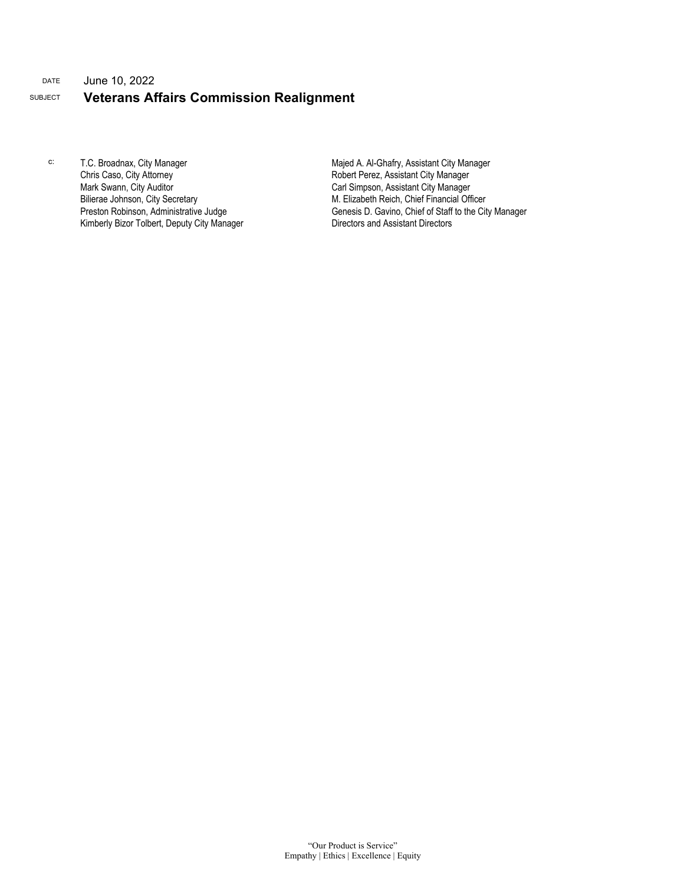DATE June 10, 2022

SUBJECT **Veterans Affairs Commission Realignment**

c:

T.C. Broadnax, City Manager
Chris Caso, City Attorney
Mark Swann, City Auditor
Bilierae Johnson, City Secretary
Preston Robinson, Administrative Judge
Kimberly Bizor Tolbert, Deputy City Manager
Majed A. Al-Ghafry, Assistant City Manager
Robert Perez, Assistant City Manager
Carl Simpson, Assistant City Manager
M. Elizabeth Reich, Chief Financial Officer
Genesis D. Gavino, Chief of Staff to the City Manager
Directors and Assistant Directors

"Our Product is Service"
Empathy | Ethics | Excellence | Equity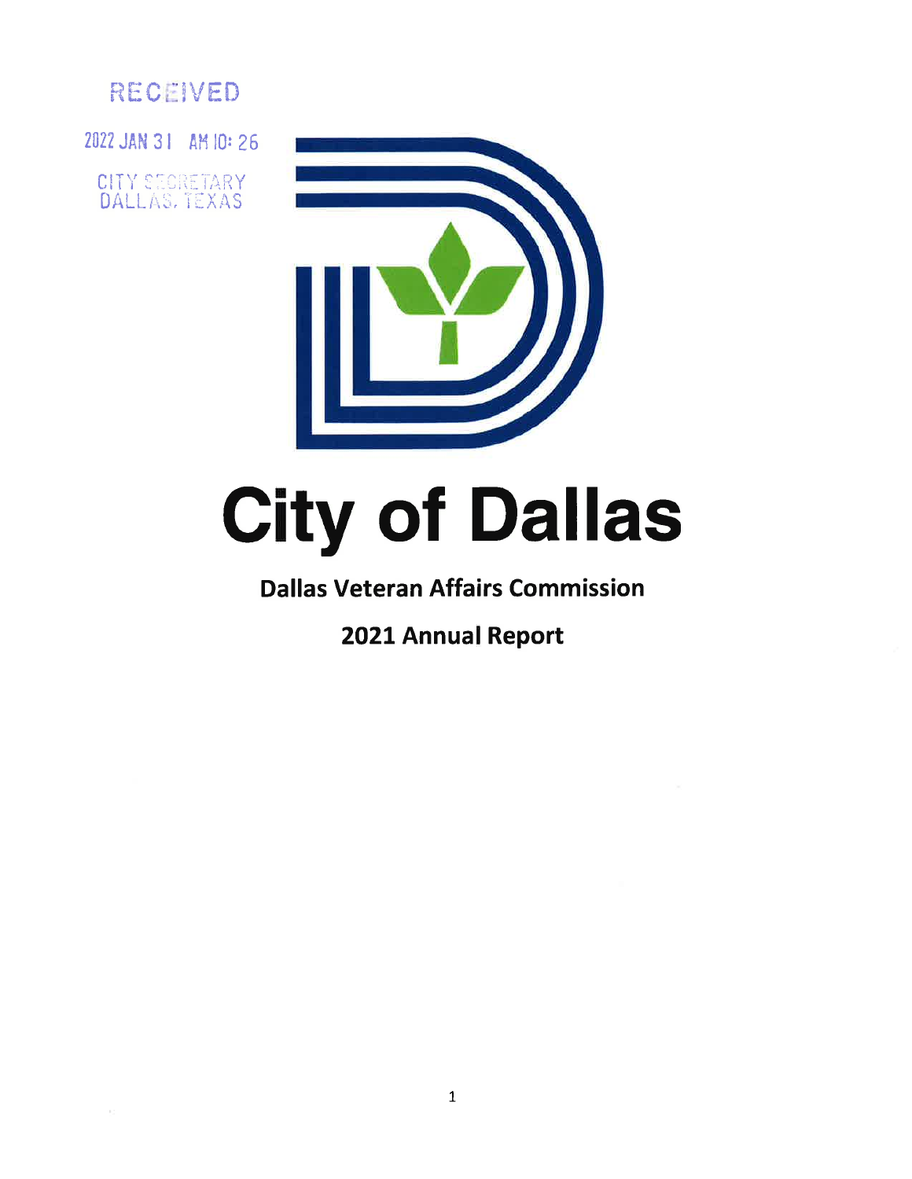RECEIVED

2022 JAN 31 AM 10: 26

CITY SECRETARY
DALLAS, TEXAS

# City of Dallas

## Dallas Veteran Affairs Commission

## 2021 Annual Report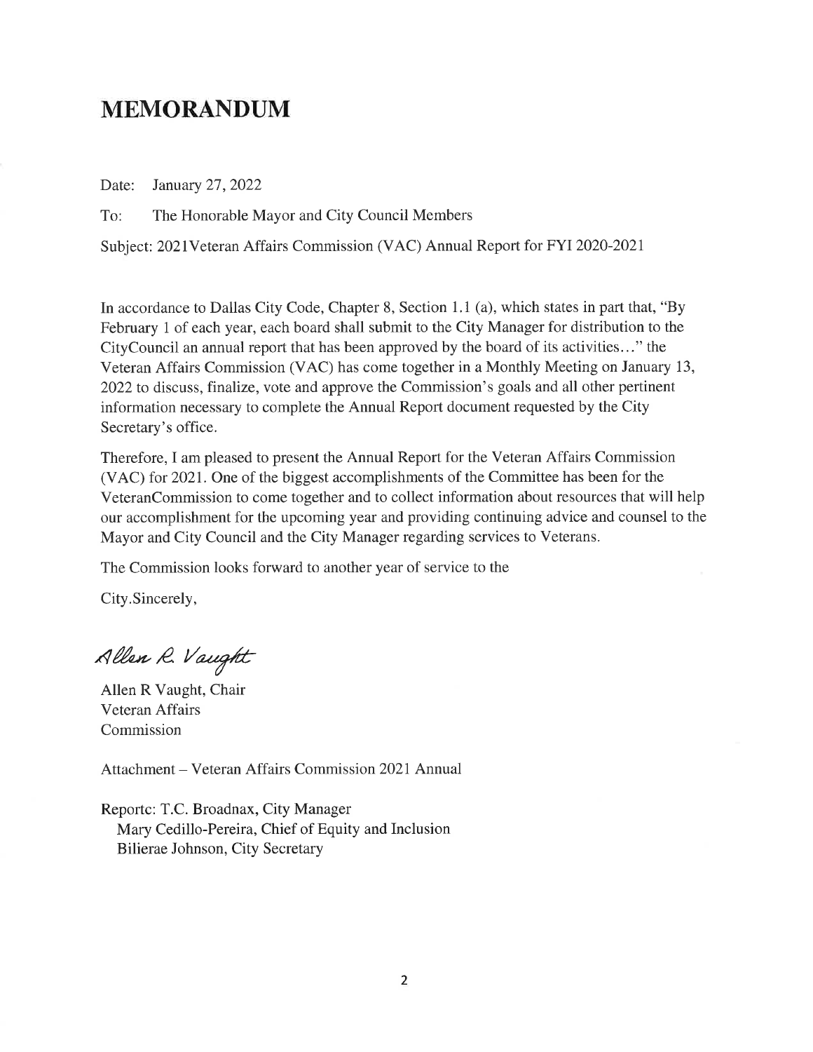# MEMORANDUM

Date: January 27, 2022

To: The Honorable Mayor and City Council Members

Subject: 2021Veteran Affairs Commission (VAC) Annual Report for FYI 2020-2021

In accordance to Dallas City Code, Chapter 8, Section 1.1 (a), which states in part that, "By February 1 of each year, each board shall submit to the City Manager for distribution to the CityCouncil an annual report that has been approved by the board of its activities…" the Veteran Affairs Commission (VAC) has come together in a Monthly Meeting on January 13, 2022 to discuss, finalize, vote and approve the Commission's goals and all other pertinent information necessary to complete the Annual Report document requested by the City Secretary's office.

Therefore, I am pleased to present the Annual Report for the Veteran Affairs Commission (VAC) for 2021. One of the biggest accomplishments of the Committee has been for the VeteranCommission to come together and to collect information about resources that will help our accomplishment for the upcoming year and providing continuing advice and counsel to the Mayor and City Council and the City Manager regarding services to Veterans.

The Commission looks forward to another year of service to the

City.Sincerely,

*Allen R. Vaught*

Allen R Vaught, Chair
Veteran Affairs
Commission

Attachment – Veteran Affairs Commission 2021 Annual

Reportc: T.C. Broadnax, City Manager
Mary Cedillo-Pereira, Chief of Equity and Inclusion
Bilierae Johnson, City Secretary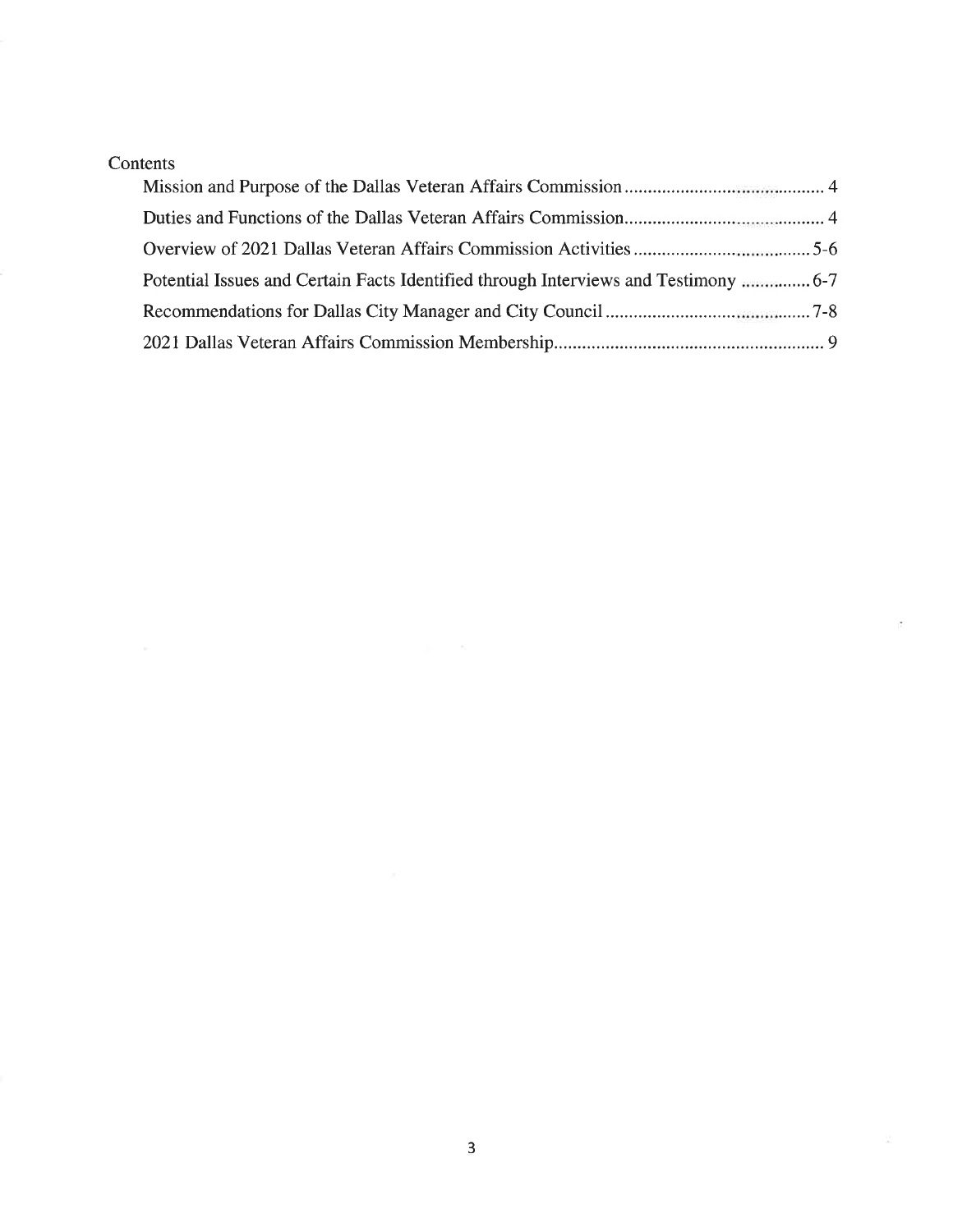## Contents

- Mission and Purpose of the Dallas Veteran Affairs Commission .......... 4
- Duties and Functions of the Dallas Veteran Affairs Commission .......... 4
- Overview of 2021 Dallas Veteran Affairs Commission Activities .......... 5-6
- Potential Issues and Certain Facts Identified through Interviews and Testimony .......... 6-7
- Recommendations for Dallas City Manager and City Council .......... 7-8
- 2021 Dallas Veteran Affairs Commission Membership .......... 9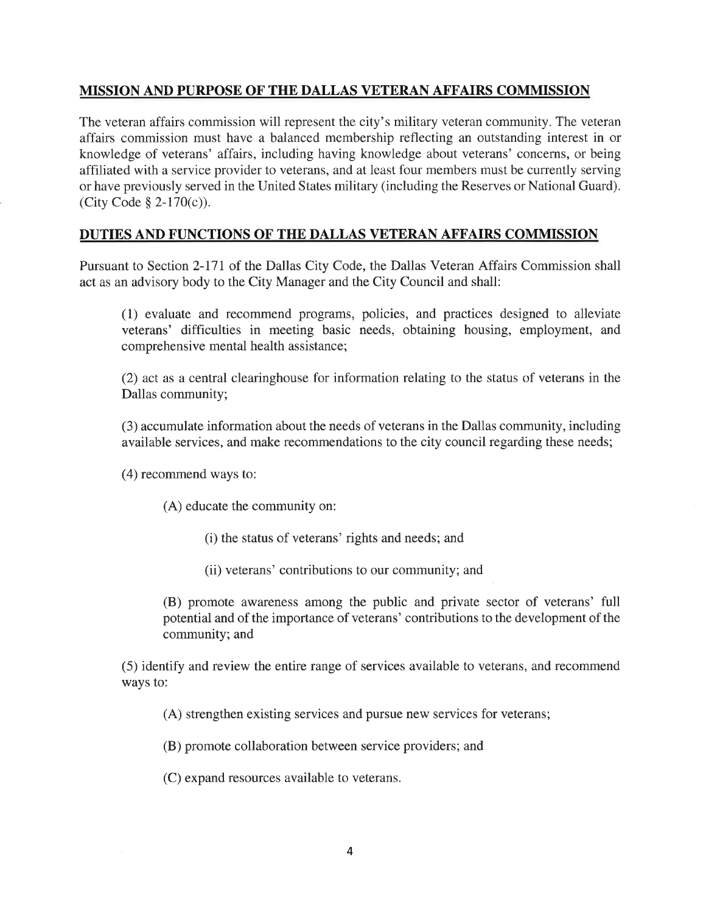## MISSION AND PURPOSE OF THE DALLAS VETERAN AFFAIRS COMMISSION

The veteran affairs commission will represent the city's military veteran community. The veteran affairs commission must have a balanced membership reflecting an outstanding interest in or knowledge of veterans' affairs, including having knowledge about veterans' concerns, or being affiliated with a service provider to veterans, and at least four members must be currently serving or have previously served in the United States military (including the Reserves or National Guard). (City Code § 2-170(c)).

## DUTIES AND FUNCTIONS OF THE DALLAS VETERAN AFFAIRS COMMISSION

Pursuant to Section 2-171 of the Dallas City Code, the Dallas Veteran Affairs Commission shall act as an advisory body to the City Manager and the City Council and shall:

(1) evaluate and recommend programs, policies, and practices designed to alleviate veterans' difficulties in meeting basic needs, obtaining housing, employment, and comprehensive mental health assistance;

(2) act as a central clearinghouse for information relating to the status of veterans in the Dallas community;

(3) accumulate information about the needs of veterans in the Dallas community, including available services, and make recommendations to the city council regarding these needs;

(4) recommend ways to:

(A) educate the community on:

(i) the status of veterans' rights and needs; and

(ii) veterans' contributions to our community; and

(B) promote awareness among the public and private sector of veterans' full potential and of the importance of veterans' contributions to the development of the community; and

(5) identify and review the entire range of services available to veterans, and recommend ways to:

(A) strengthen existing services and pursue new services for veterans;

(B) promote collaboration between service providers; and

(C) expand resources available to veterans.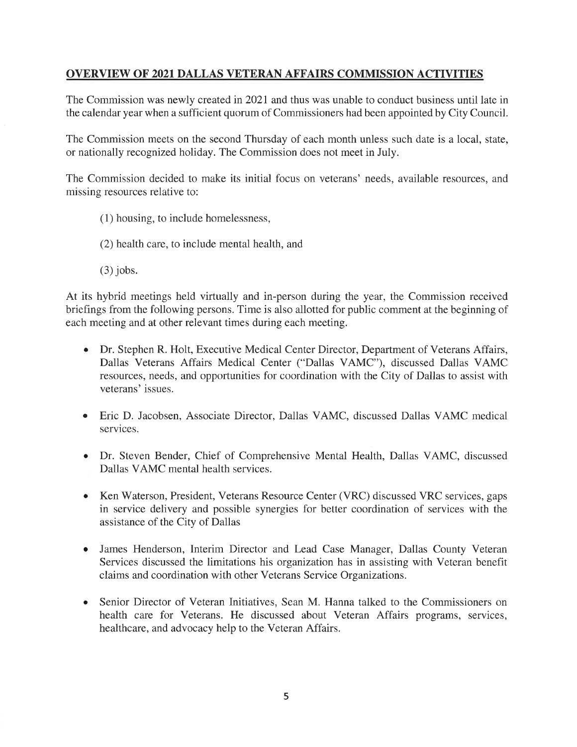## OVERVIEW OF 2021 DALLAS VETERAN AFFAIRS COMMISSION ACTIVITIES

The Commission was newly created in 2021 and thus was unable to conduct business until late in the calendar year when a sufficient quorum of Commissioners had been appointed by City Council.

The Commission meets on the second Thursday of each month unless such date is a local, state, or nationally recognized holiday. The Commission does not meet in July.

The Commission decided to make its initial focus on veterans' needs, available resources, and missing resources relative to:

(1) housing, to include homelessness,

(2) health care, to include mental health, and

(3) jobs.

At its hybrid meetings held virtually and in-person during the year, the Commission received briefings from the following persons. Time is also allotted for public comment at the beginning of each meeting and at other relevant times during each meeting.

- Dr. Stephen R. Holt, Executive Medical Center Director, Department of Veterans Affairs, Dallas Veterans Affairs Medical Center ("Dallas VAMC"), discussed Dallas VAMC resources, needs, and opportunities for coordination with the City of Dallas to assist with veterans' issues.
- Eric D. Jacobsen, Associate Director, Dallas VAMC, discussed Dallas VAMC medical services.
- Dr. Steven Bender, Chief of Comprehensive Mental Health, Dallas VAMC, discussed Dallas VAMC mental health services.
- Ken Waterson, President, Veterans Resource Center (VRC) discussed VRC services, gaps in service delivery and possible synergies for better coordination of services with the assistance of the City of Dallas
- James Henderson, Interim Director and Lead Case Manager, Dallas County Veteran Services discussed the limitations his organization has in assisting with Veteran benefit claims and coordination with other Veterans Service Organizations.
- Senior Director of Veteran Initiatives, Sean M. Hanna talked to the Commissioners on health care for Veterans. He discussed about Veteran Affairs programs, services, healthcare, and advocacy help to the Veteran Affairs.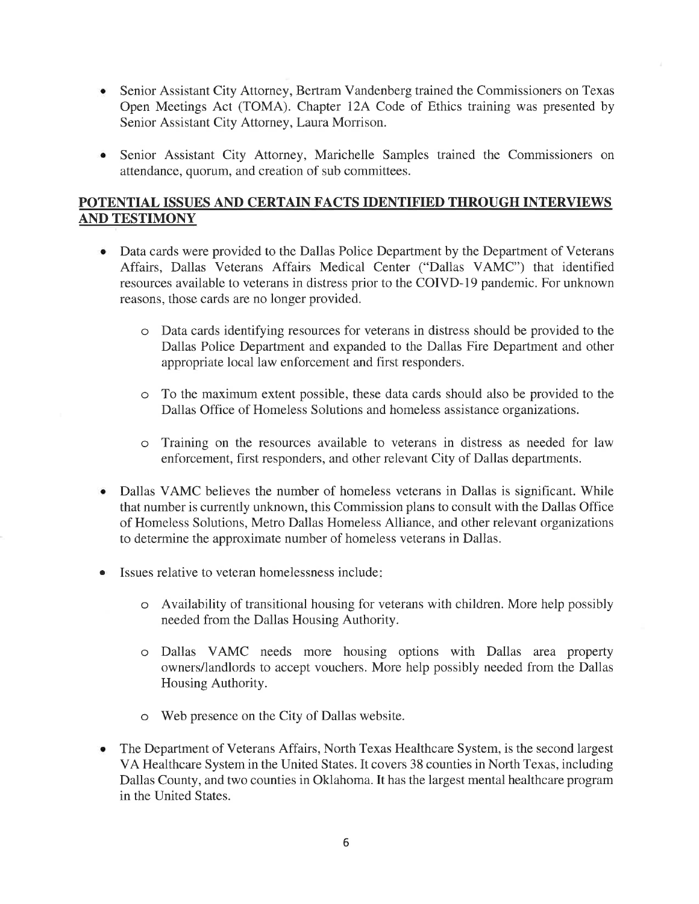- Senior Assistant City Attorney, Bertram Vandenberg trained the Commissioners on Texas Open Meetings Act (TOMA). Chapter 12A Code of Ethics training was presented by Senior Assistant City Attorney, Laura Morrison.

- Senior Assistant City Attorney, Marichelle Samples trained the Commissioners on attendance, quorum, and creation of sub committees.

## POTENTIAL ISSUES AND CERTAIN FACTS IDENTIFIED THROUGH INTERVIEWS AND TESTIMONY

- Data cards were provided to the Dallas Police Department by the Department of Veterans Affairs, Dallas Veterans Affairs Medical Center ("Dallas VAMC") that identified resources available to veterans in distress prior to the COIVD-19 pandemic. For unknown reasons, those cards are no longer provided.

  - Data cards identifying resources for veterans in distress should be provided to the Dallas Police Department and expanded to the Dallas Fire Department and other appropriate local law enforcement and first responders.

  - To the maximum extent possible, these data cards should also be provided to the Dallas Office of Homeless Solutions and homeless assistance organizations.

  - Training on the resources available to veterans in distress as needed for law enforcement, first responders, and other relevant City of Dallas departments.

- Dallas VAMC believes the number of homeless veterans in Dallas is significant. While that number is currently unknown, this Commission plans to consult with the Dallas Office of Homeless Solutions, Metro Dallas Homeless Alliance, and other relevant organizations to determine the approximate number of homeless veterans in Dallas.

- Issues relative to veteran homelessness include:

  - Availability of transitional housing for veterans with children. More help possibly needed from the Dallas Housing Authority.

  - Dallas VAMC needs more housing options with Dallas area property owners/landlords to accept vouchers. More help possibly needed from the Dallas Housing Authority.

  - Web presence on the City of Dallas website.

- The Department of Veterans Affairs, North Texas Healthcare System, is the second largest VA Healthcare System in the United States. It covers 38 counties in North Texas, including Dallas County, and two counties in Oklahoma. It has the largest mental healthcare program in the United States.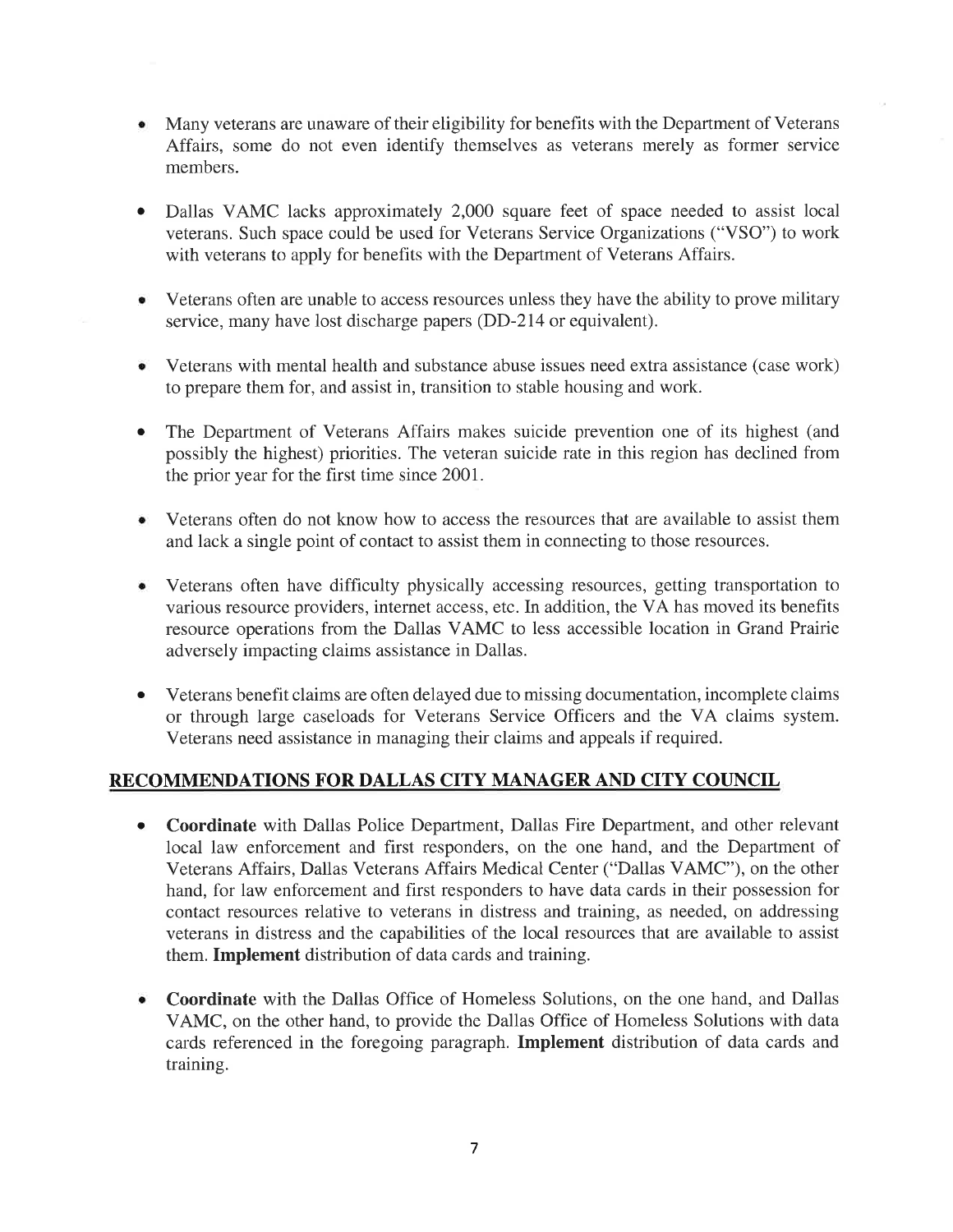- Many veterans are unaware of their eligibility for benefits with the Department of Veterans Affairs, some do not even identify themselves as veterans merely as former service members.

- Dallas VAMC lacks approximately 2,000 square feet of space needed to assist local veterans. Such space could be used for Veterans Service Organizations ("VSO") to work with veterans to apply for benefits with the Department of Veterans Affairs.

- Veterans often are unable to access resources unless they have the ability to prove military service, many have lost discharge papers (DD-214 or equivalent).

- Veterans with mental health and substance abuse issues need extra assistance (case work) to prepare them for, and assist in, transition to stable housing and work.

- The Department of Veterans Affairs makes suicide prevention one of its highest (and possibly the highest) priorities. The veteran suicide rate in this region has declined from the prior year for the first time since 2001.

- Veterans often do not know how to access the resources that are available to assist them and lack a single point of contact to assist them in connecting to those resources.

- Veterans often have difficulty physically accessing resources, getting transportation to various resource providers, internet access, etc. In addition, the VA has moved its benefits resource operations from the Dallas VAMC to less accessible location in Grand Prairie adversely impacting claims assistance in Dallas.

- Veterans benefit claims are often delayed due to missing documentation, incomplete claims or through large caseloads for Veterans Service Officers and the VA claims system. Veterans need assistance in managing their claims and appeals if required.

## RECOMMENDATIONS FOR DALLAS CITY MANAGER AND CITY COUNCIL

- **Coordinate** with Dallas Police Department, Dallas Fire Department, and other relevant local law enforcement and first responders, on the one hand, and the Department of Veterans Affairs, Dallas Veterans Affairs Medical Center ("Dallas VAMC"), on the other hand, for law enforcement and first responders to have data cards in their possession for contact resources relative to veterans in distress and training, as needed, on addressing veterans in distress and the capabilities of the local resources that are available to assist them. **Implement** distribution of data cards and training.

- **Coordinate** with the Dallas Office of Homeless Solutions, on the one hand, and Dallas VAMC, on the other hand, to provide the Dallas Office of Homeless Solutions with data cards referenced in the foregoing paragraph. **Implement** distribution of data cards and training.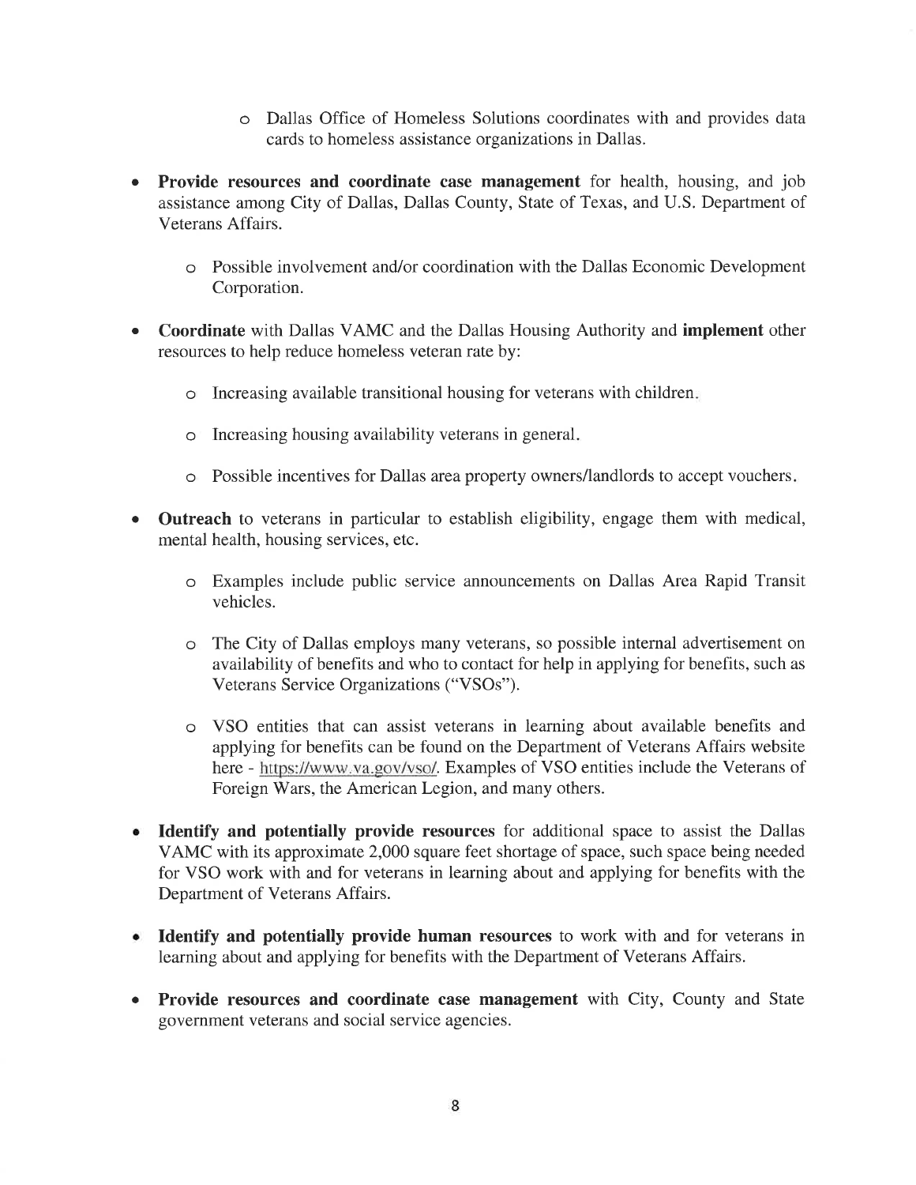- Dallas Office of Homeless Solutions coordinates with and provides data cards to homeless assistance organizations in Dallas.

- **Provide resources and coordinate case management** for health, housing, and job assistance among City of Dallas, Dallas County, State of Texas, and U.S. Department of Veterans Affairs.

  - Possible involvement and/or coordination with the Dallas Economic Development Corporation.

- **Coordinate** with Dallas VAMC and the Dallas Housing Authority and **implement** other resources to help reduce homeless veteran rate by:

  - Increasing available transitional housing for veterans with children.

  - Increasing housing availability veterans in general.

  - Possible incentives for Dallas area property owners/landlords to accept vouchers.

- **Outreach** to veterans in particular to establish eligibility, engage them with medical, mental health, housing services, etc.

  - Examples include public service announcements on Dallas Area Rapid Transit vehicles.

  - The City of Dallas employs many veterans, so possible internal advertisement on availability of benefits and who to contact for help in applying for benefits, such as Veterans Service Organizations ("VSOs").

  - VSO entities that can assist veterans in learning about available benefits and applying for benefits can be found on the Department of Veterans Affairs website here - https://www.va.gov/vso/. Examples of VSO entities include the Veterans of Foreign Wars, the American Legion, and many others.

- **Identify and potentially provide resources** for additional space to assist the Dallas VAMC with its approximate 2,000 square feet shortage of space, such space being needed for VSO work with and for veterans in learning about and applying for benefits with the Department of Veterans Affairs.

- **Identify and potentially provide human resources** to work with and for veterans in learning about and applying for benefits with the Department of Veterans Affairs.

- **Provide resources and coordinate case management** with City, County and State government veterans and social service agencies.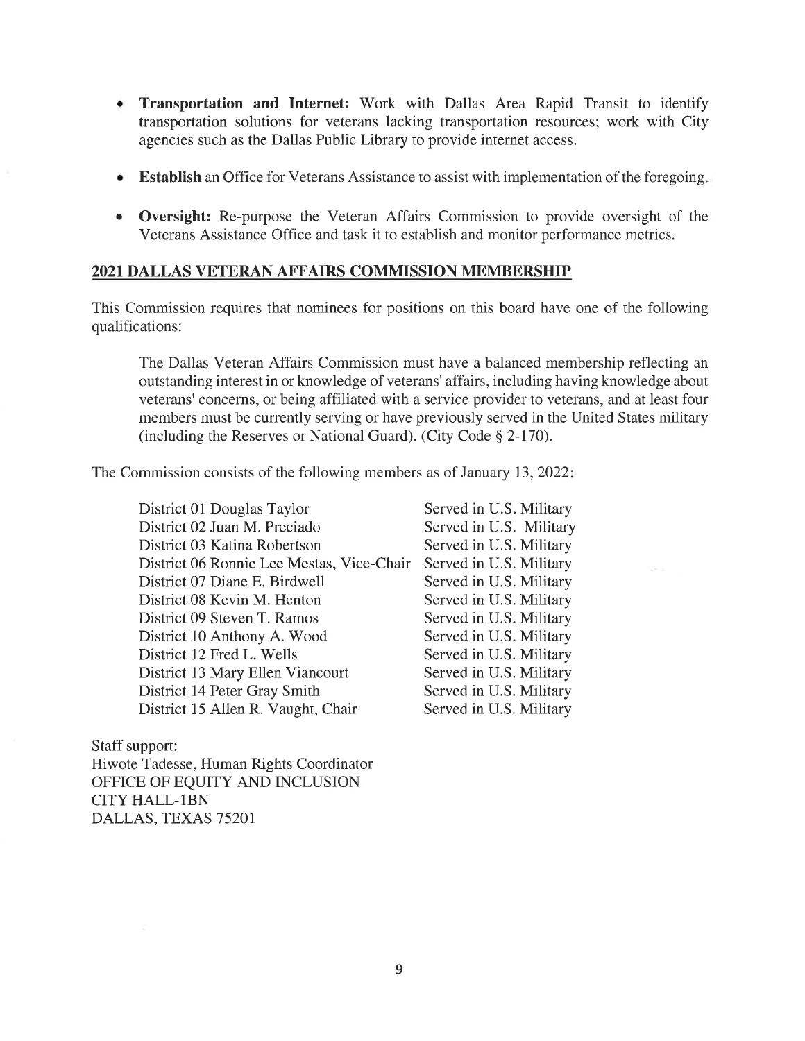- **Transportation and Internet:** Work with Dallas Area Rapid Transit to identify transportation solutions for veterans lacking transportation resources; work with City agencies such as the Dallas Public Library to provide internet access.

- **Establish** an Office for Veterans Assistance to assist with implementation of the foregoing.

- **Oversight:** Re-purpose the Veteran Affairs Commission to provide oversight of the Veterans Assistance Office and task it to establish and monitor performance metrics.

## 2021 DALLAS VETERAN AFFAIRS COMMISSION MEMBERSHIP

This Commission requires that nominees for positions on this board have one of the following qualifications:

> The Dallas Veteran Affairs Commission must have a balanced membership reflecting an outstanding interest in or knowledge of veterans' affairs, including having knowledge about veterans' concerns, or being affiliated with a service provider to veterans, and at least four members must be currently serving or have previously served in the United States military (including the Reserves or National Guard). (City Code § 2-170).

The Commission consists of the following members as of January 13, 2022:

| | |
|---|---|
| District 01 Douglas Taylor | Served in U.S. Military |
| District 02 Juan M. Preciado | Served in U.S. Military |
| District 03 Katina Robertson | Served in U.S. Military |
| District 06 Ronnie Lee Mestas, Vice-Chair | Served in U.S. Military |
| District 07 Diane E. Birdwell | Served in U.S. Military |
| District 08 Kevin M. Henton | Served in U.S. Military |
| District 09 Steven T. Ramos | Served in U.S. Military |
| District 10 Anthony A. Wood | Served in U.S. Military |
| District 12 Fred L. Wells | Served in U.S. Military |
| District 13 Mary Ellen Viancourt | Served in U.S. Military |
| District 14 Peter Gray Smith | Served in U.S. Military |
| District 15 Allen R. Vaught, Chair | Served in U.S. Military |

Staff support:
Hiwote Tadesse, Human Rights Coordinator
OFFICE OF EQUITY AND INCLUSION
CITY HALL-1BN
DALLAS, TEXAS 75201